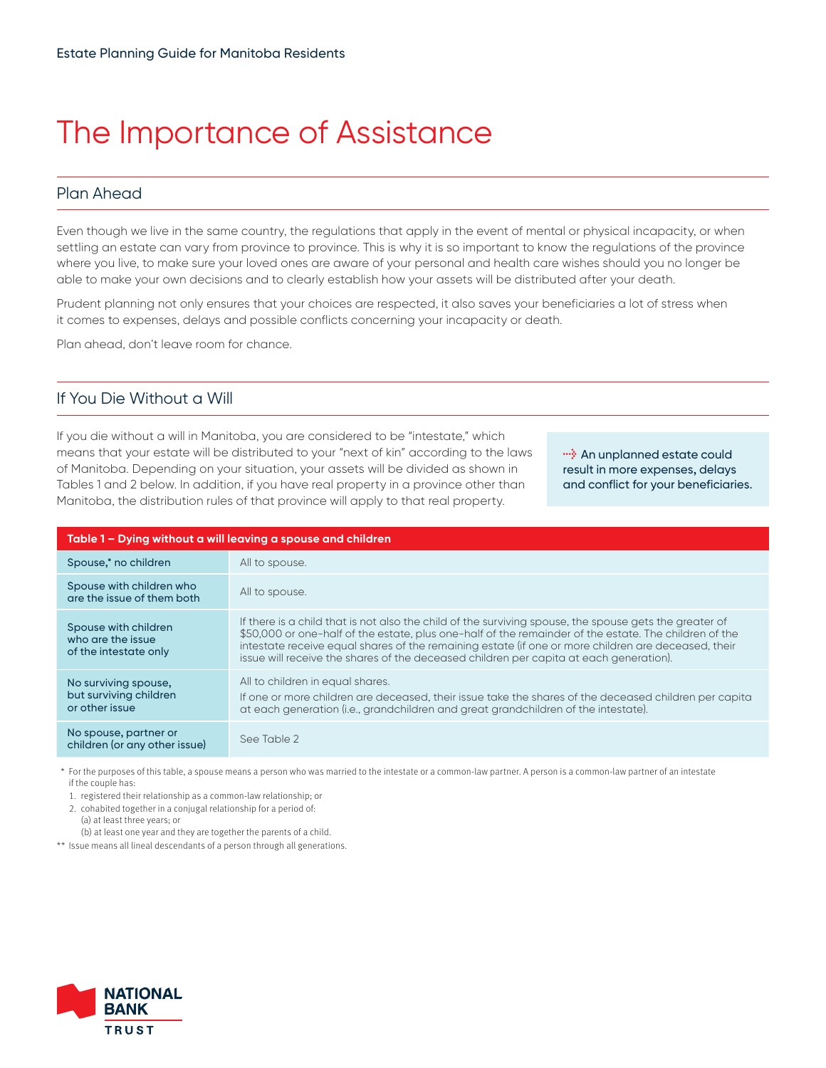# The Importance of Assistance

## Plan Ahead

Even though we live in the same country, the regulations that apply in the event of mental or physical incapacity, or when settling an estate can vary from province to province. This is why it is so important to know the regulations of the province where you live, to make sure your loved ones are aware of your personal and health care wishes should you no longer be able to make your own decisions and to clearly establish how your assets will be distributed after your death.

Prudent planning not only ensures that your choices are respected, it also saves your beneficiaries a lot of stress when it comes to expenses, delays and possible conflicts concerning your incapacity or death.

Plan ahead, don't leave room for chance.

## If You Die Without a Will

If you die without a will in Manitoba, you are considered to be "intestate," which means that your estate will be distributed to your "next of kin" according to the laws of Manitoba. Depending on your situation, your assets will be divided as shown in Tables 1 and 2 below. In addition, if you have real property in a province other than Manitoba, the distribution rules of that province will apply to that real property.

**An unplanned estate could result in more expenses, delays and conflict for your beneficiaries.**

| Table 1 – Dying without a will leaving a spouse and children | |
|---|---|
| Spouse,* no children | All to spouse. |
| Spouse with children who are the issue of them both | All to spouse. |
| Spouse with children who are the issue of the intestate only | If there is a child that is not also the child of the surviving spouse, the spouse gets the greater of $50,000 or one-half of the estate, plus one-half of the remainder of the estate. The children of the intestate receive equal shares of the remaining estate (if one or more children are deceased, their issue will receive the shares of the deceased children per capita at each generation). |
| No surviving spouse, but surviving children or other issue | All to children in equal shares.<br>If one or more children are deceased, their issue take the shares of the deceased children per capita at each generation (i.e., grandchildren and great grandchildren of the intestate). |
| No spouse, partner or children (or any other issue) | See Table 2 |

\* For the purposes of this table, a spouse means a person who was married to the intestate or a common-law partner. A person is a common-law partner of an intestate if the couple has:

1. registered their relationship as a common-law relationship; or
2. cohabited together in a conjugal relationship for a period of:
   (a) at least three years; or
   (b) at least one year and they are together the parents of a child.

\** Issue means all lineal descendants of a person through all generations.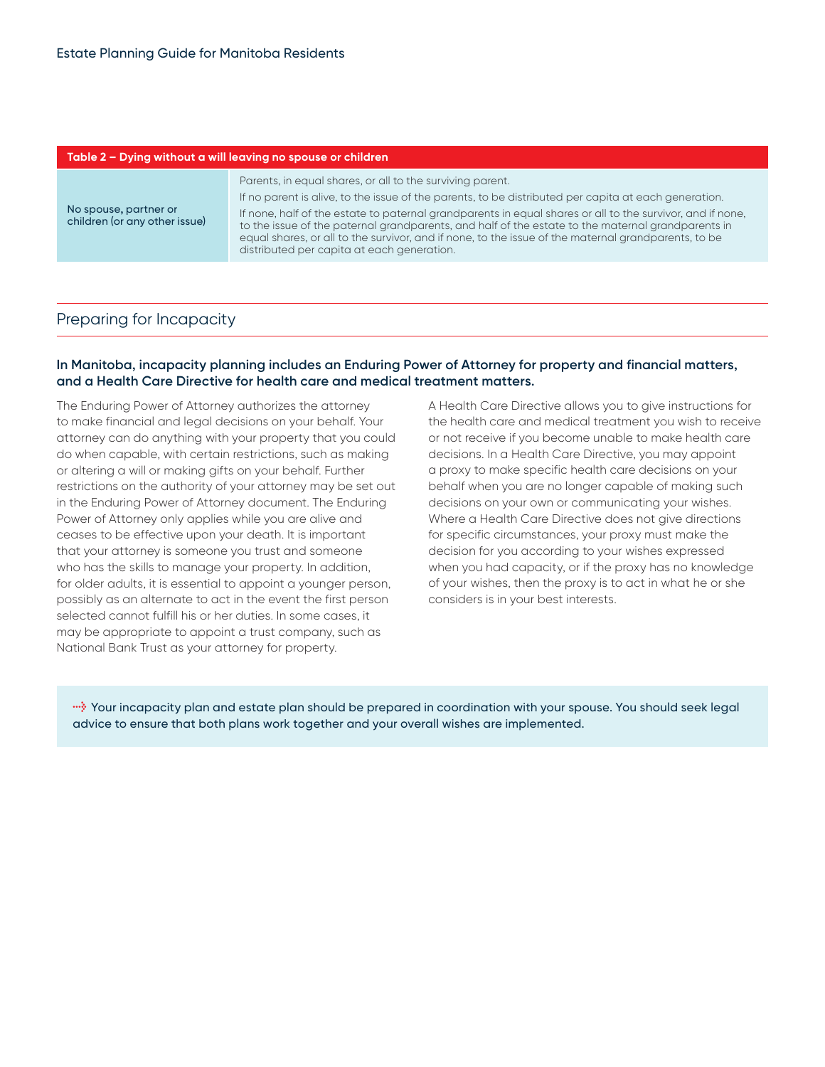| Table 2 – Dying without a will leaving no spouse or children | |
|---|---|
| No spouse, partner or children (or any other issue) | Parents, in equal shares, or all to the surviving parent.<br>If no parent is alive, to the issue of the parents, to be distributed per capita at each generation.<br>If none, half of the estate to paternal grandparents in equal shares or all to the survivor, and if none, to the issue of the paternal grandparents, and half of the estate to the maternal grandparents in equal shares, or all to the survivor, and if none, to the issue of the maternal grandparents, to be distributed per capita at each generation. |

## Preparing for Incapacity

**In Manitoba, incapacity planning includes an Enduring Power of Attorney for property and financial matters, and a Health Care Directive for health care and medical treatment matters.**

The Enduring Power of Attorney authorizes the attorney to make financial and legal decisions on your behalf. Your attorney can do anything with your property that you could do when capable, with certain restrictions, such as making or altering a will or making gifts on your behalf. Further restrictions on the authority of your attorney may be set out in the Enduring Power of Attorney document. The Enduring Power of Attorney only applies while you are alive and ceases to be effective upon your death. It is important that your attorney is someone you trust and someone who has the skills to manage your property. In addition, for older adults, it is essential to appoint a younger person, possibly as an alternate to act in the event the first person selected cannot fulfill his or her duties. In some cases, it may be appropriate to appoint a trust company, such as National Bank Trust as your attorney for property.

A Health Care Directive allows you to give instructions for the health care and medical treatment you wish to receive or not receive if you become unable to make health care decisions. In a Health Care Directive, you may appoint a proxy to make specific health care decisions on your behalf when you are no longer capable of making such decisions on your own or communicating your wishes. Where a Health Care Directive does not give directions for specific circumstances, your proxy must make the decision for you according to your wishes expressed when you had capacity, or if the proxy has no knowledge of your wishes, then the proxy is to act in what he or she considers is in your best interests.

> Your incapacity plan and estate plan should be prepared in coordination with your spouse. You should seek legal advice to ensure that both plans work together and your overall wishes are implemented.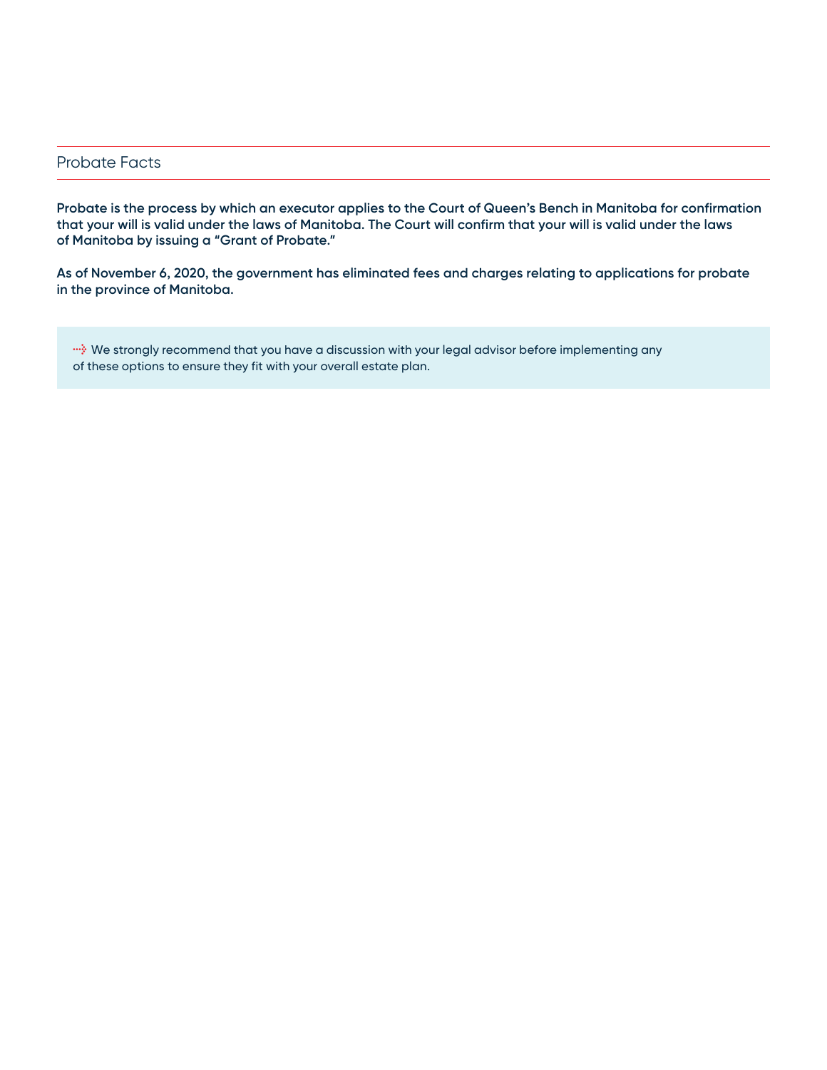## Probate Facts

**Probate is the process by which an executor applies to the Court of Queen's Bench in Manitoba for confirmation that your will is valid under the laws of Manitoba. The Court will confirm that your will is valid under the laws of Manitoba by issuing a "Grant of Probate."**

**As of November 6, 2020, the government has eliminated fees and charges relating to applications for probate in the province of Manitoba.**

> We strongly recommend that you have a discussion with your legal advisor before implementing any of these options to ensure they fit with your overall estate plan.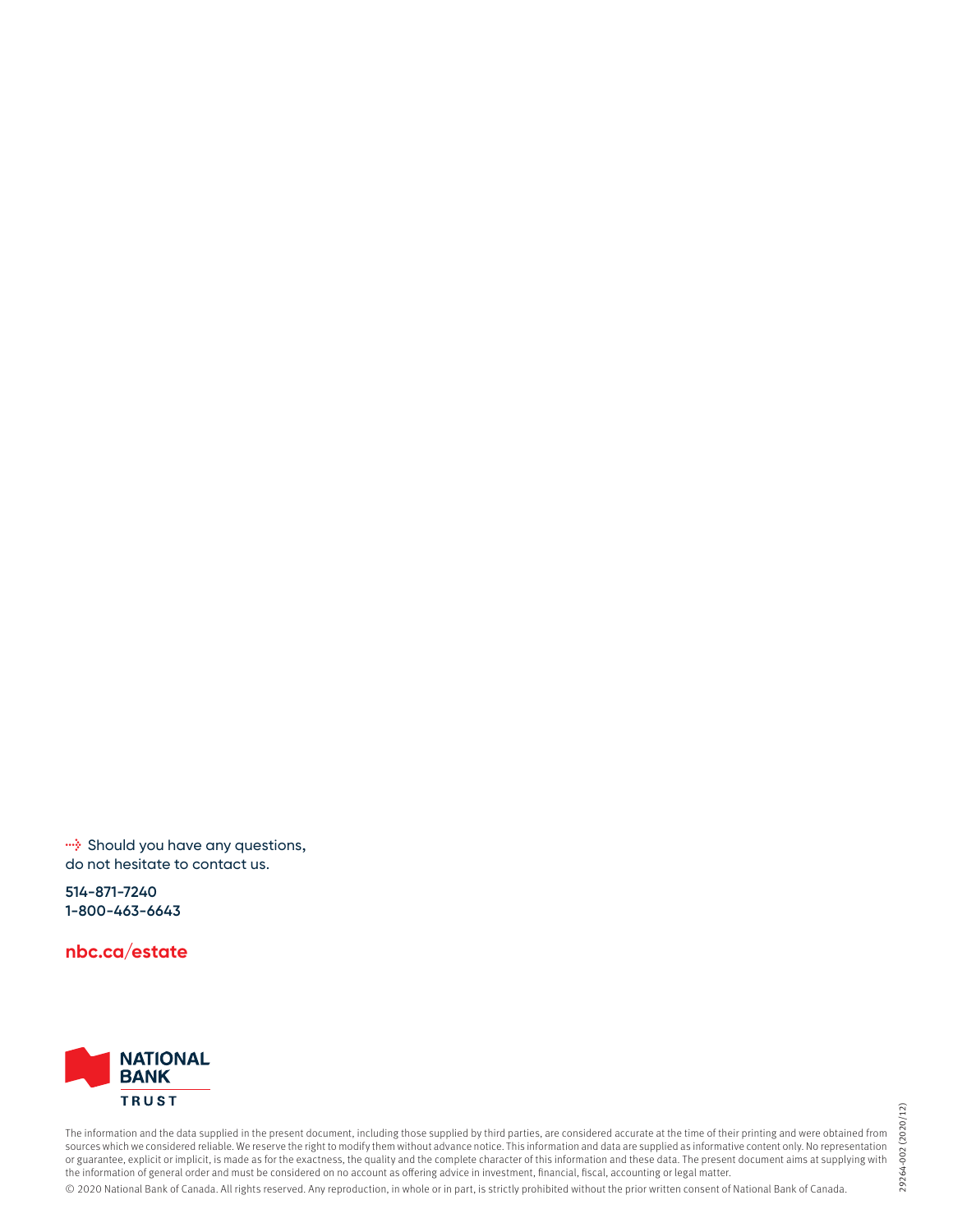Should you have any questions, do not hesitate to contact us.

**514-871-7240**
**1-800-463-6643**

**nbc.ca/estate**

NATIONAL BANK TRUST

The information and the data supplied in the present document, including those supplied by third parties, are considered accurate at the time of their printing and were obtained from sources which we considered reliable. We reserve the right to modify them without advance notice. This information and data are supplied as informative content only. No representation or guarantee, explicit or implicit, is made as for the exactness, the quality and the complete character of this information and these data. The present document aims at supplying with the information of general order and must be considered on no account as offering advice in investment, financial, fiscal, accounting or legal matter.

© 2020 National Bank of Canada. All rights reserved. Any reproduction, in whole or in part, is strictly prohibited without the prior written consent of National Bank of Canada.

29264-002 (2020/12)